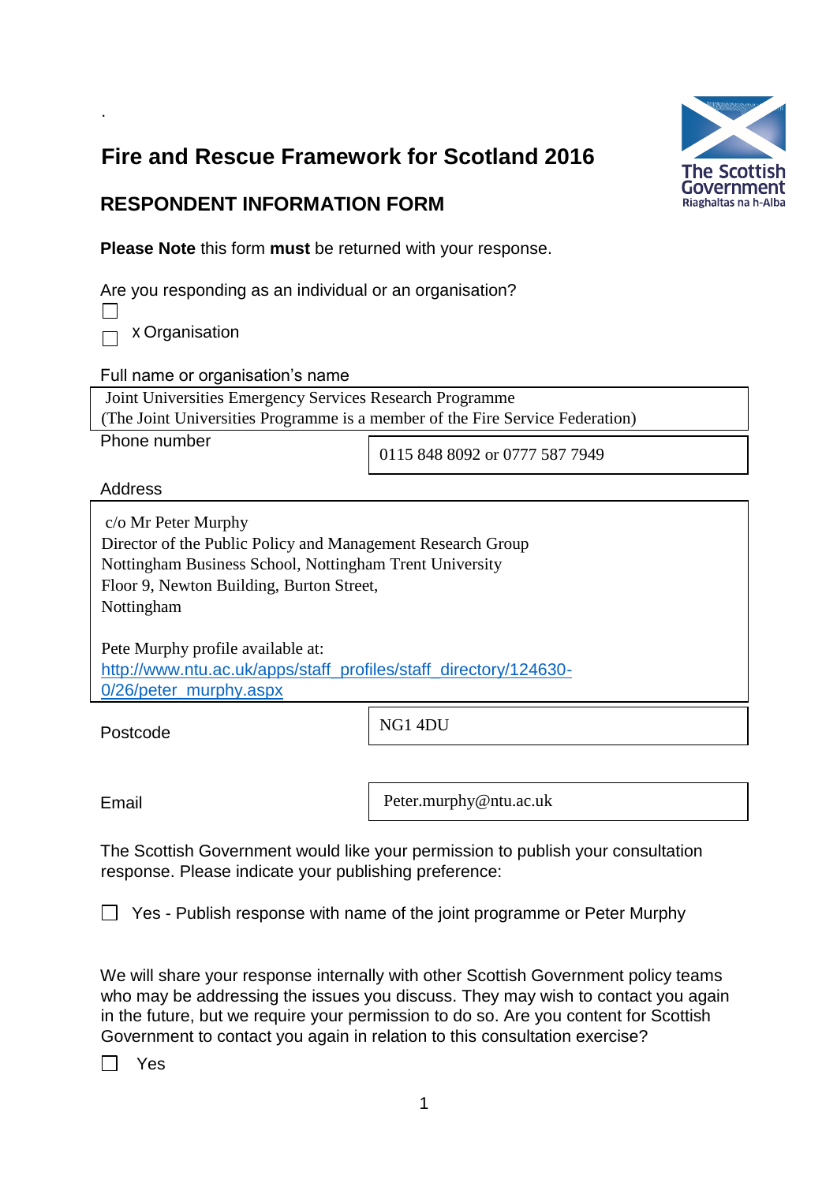.

# Fire and Rescue Framework for Scotland 2016

The Scottish Government
Riaghaltas na h-Alba

## RESPONDENT INFORMATION FORM

**Please Note** this form **must** be returned with your response.

Are you responding as an individual or an organisation?

☐

☐ x Organisation

Full name or organisation's name

Joint Universities Emergency Services Research Programme
(The Joint Universities Programme is a member of the Fire Service Federation)

Phone number

0115 848 8092 or 0777 587 7949

Address

c/o Mr Peter Murphy
Director of the Public Policy and Management Research Group
Nottingham Business School, Nottingham Trent University
Floor 9, Newton Building, Burton Street,
Nottingham

Pete Murphy profile available at:
http://www.ntu.ac.uk/apps/staff_profiles/staff_directory/124630-0/26/peter_murphy.aspx

Postcode

NG1 4DU

Email

Peter.murphy@ntu.ac.uk

The Scottish Government would like your permission to publish your consultation response. Please indicate your publishing preference:

☐ Yes - Publish response with name of the joint programme or Peter Murphy

We will share your response internally with other Scottish Government policy teams who may be addressing the issues you discuss. They may wish to contact you again in the future, but we require your permission to do so. Are you content for Scottish Government to contact you again in relation to this consultation exercise?

☐ Yes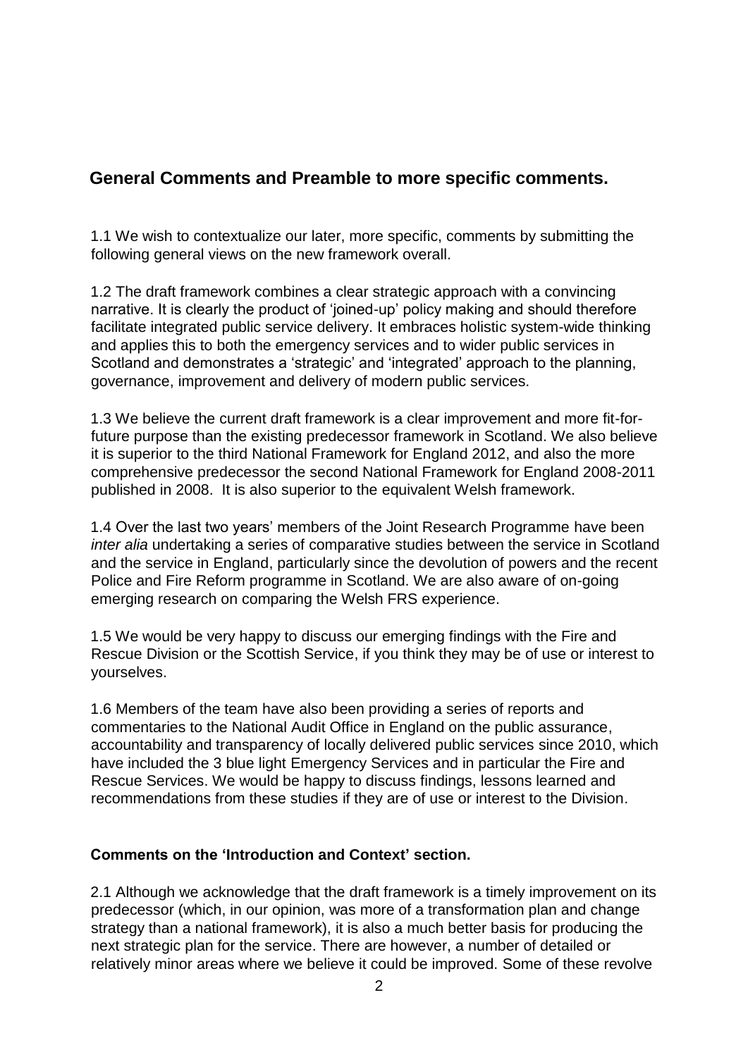## General Comments and Preamble to more specific comments.

1.1 We wish to contextualize our later, more specific, comments by submitting the following general views on the new framework overall.

1.2 The draft framework combines a clear strategic approach with a convincing narrative. It is clearly the product of 'joined-up' policy making and should therefore facilitate integrated public service delivery. It embraces holistic system-wide thinking and applies this to both the emergency services and to wider public services in Scotland and demonstrates a 'strategic' and 'integrated' approach to the planning, governance, improvement and delivery of modern public services.

1.3 We believe the current draft framework is a clear improvement and more fit-for-future purpose than the existing predecessor framework in Scotland. We also believe it is superior to the third National Framework for England 2012, and also the more comprehensive predecessor the second National Framework for England 2008-2011 published in 2008. It is also superior to the equivalent Welsh framework.

1.4 Over the last two years' members of the Joint Research Programme have been *inter alia* undertaking a series of comparative studies between the service in Scotland and the service in England, particularly since the devolution of powers and the recent Police and Fire Reform programme in Scotland. We are also aware of on-going emerging research on comparing the Welsh FRS experience.

1.5 We would be very happy to discuss our emerging findings with the Fire and Rescue Division or the Scottish Service, if you think they may be of use or interest to yourselves.

1.6 Members of the team have also been providing a series of reports and commentaries to the National Audit Office in England on the public assurance, accountability and transparency of locally delivered public services since 2010, which have included the 3 blue light Emergency Services and in particular the Fire and Rescue Services. We would be happy to discuss findings, lessons learned and recommendations from these studies if they are of use or interest to the Division.

### Comments on the 'Introduction and Context' section.

2.1 Although we acknowledge that the draft framework is a timely improvement on its predecessor (which, in our opinion, was more of a transformation plan and change strategy than a national framework), it is also a much better basis for producing the next strategic plan for the service. There are however, a number of detailed or relatively minor areas where we believe it could be improved. Some of these revolve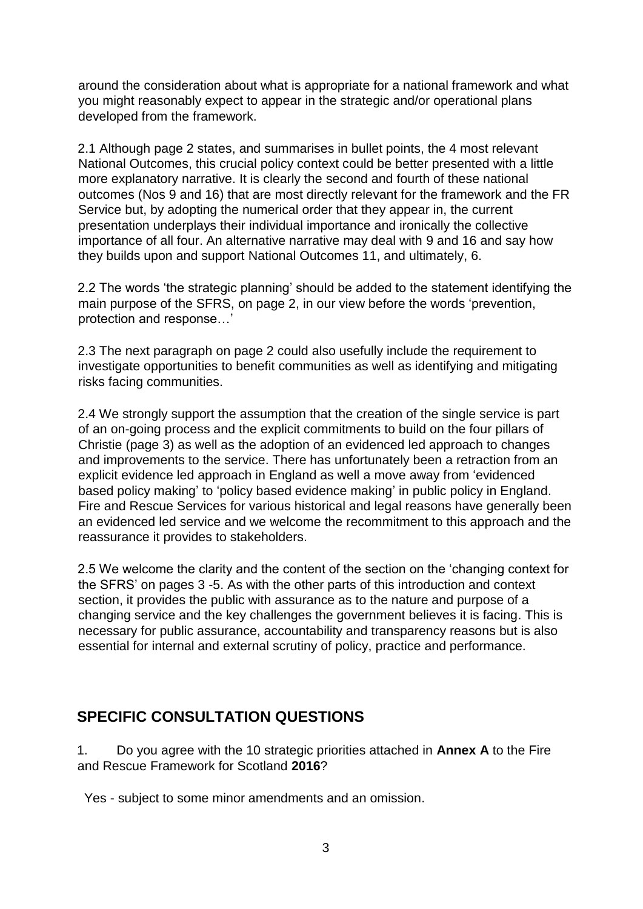around the consideration about what is appropriate for a national framework and what you might reasonably expect to appear in the strategic and/or operational plans developed from the framework.

2.1 Although page 2 states, and summarises in bullet points, the 4 most relevant National Outcomes, this crucial policy context could be better presented with a little more explanatory narrative. It is clearly the second and fourth of these national outcomes (Nos 9 and 16) that are most directly relevant for the framework and the FR Service but, by adopting the numerical order that they appear in, the current presentation underplays their individual importance and ironically the collective importance of all four. An alternative narrative may deal with 9 and 16 and say how they builds upon and support National Outcomes 11, and ultimately, 6.

2.2 The words 'the strategic planning' should be added to the statement identifying the main purpose of the SFRS, on page 2, in our view before the words 'prevention, protection and response…'

2.3 The next paragraph on page 2 could also usefully include the requirement to investigate opportunities to benefit communities as well as identifying and mitigating risks facing communities.

2.4 We strongly support the assumption that the creation of the single service is part of an on-going process and the explicit commitments to build on the four pillars of Christie (page 3) as well as the adoption of an evidenced led approach to changes and improvements to the service. There has unfortunately been a retraction from an explicit evidence led approach in England as well a move away from 'evidenced based policy making' to 'policy based evidence making' in public policy in England. Fire and Rescue Services for various historical and legal reasons have generally been an evidenced led service and we welcome the recommitment to this approach and the reassurance it provides to stakeholders.

2.5 We welcome the clarity and the content of the section on the 'changing context for the SFRS' on pages 3 -5. As with the other parts of this introduction and context section, it provides the public with assurance as to the nature and purpose of a changing service and the key challenges the government believes it is facing. This is necessary for public assurance, accountability and transparency reasons but is also essential for internal and external scrutiny of policy, practice and performance.

## SPECIFIC CONSULTATION QUESTIONS

1. Do you agree with the 10 strategic priorities attached in **Annex A** to the Fire and Rescue Framework for Scotland **2016**?

Yes - subject to some minor amendments and an omission.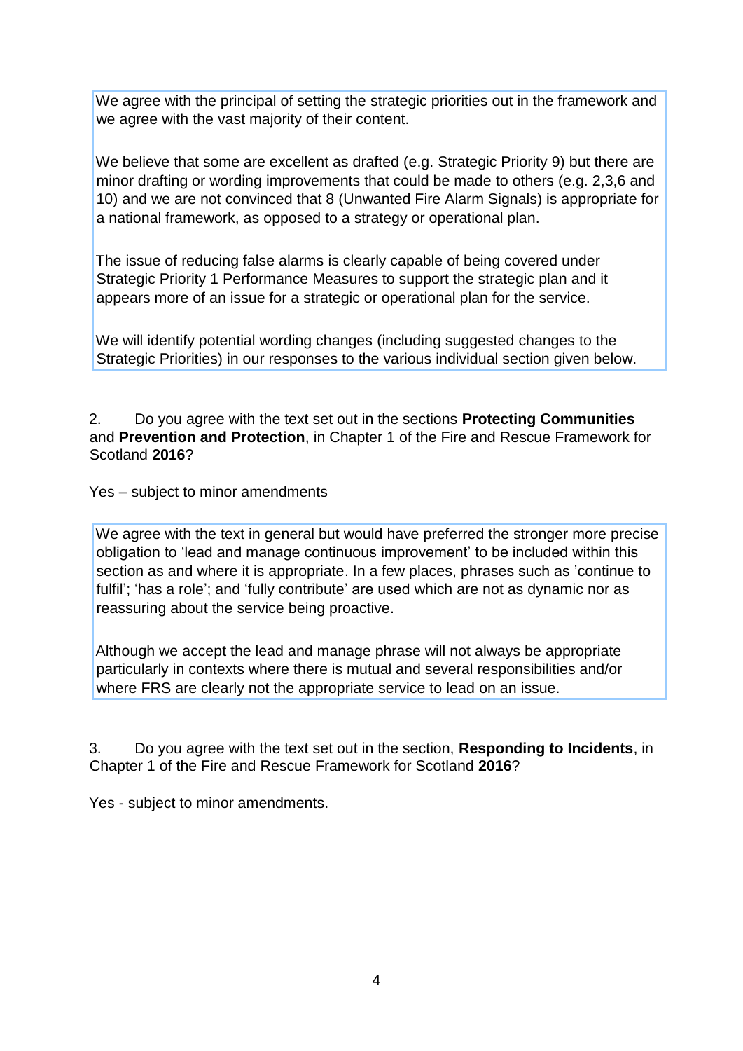We agree with the principal of setting the strategic priorities out in the framework and we agree with the vast majority of their content.

We believe that some are excellent as drafted (e.g. Strategic Priority 9) but there are minor drafting or wording improvements that could be made to others (e.g. 2,3,6 and 10) and we are not convinced that 8 (Unwanted Fire Alarm Signals) is appropriate for a national framework, as opposed to a strategy or operational plan.

The issue of reducing false alarms is clearly capable of being covered under Strategic Priority 1 Performance Measures to support the strategic plan and it appears more of an issue for a strategic or operational plan for the service.

We will identify potential wording changes (including suggested changes to the Strategic Priorities) in our responses to the various individual section given below.

2. Do you agree with the text set out in the sections **Protecting Communities** and **Prevention and Protection**, in Chapter 1 of the Fire and Rescue Framework for Scotland **2016**?

Yes – subject to minor amendments

We agree with the text in general but would have preferred the stronger more precise obligation to 'lead and manage continuous improvement' to be included within this section as and where it is appropriate. In a few places, phrases such as 'continue to fulfil'; 'has a role'; and 'fully contribute' are used which are not as dynamic nor as reassuring about the service being proactive.

Although we accept the lead and manage phrase will not always be appropriate particularly in contexts where there is mutual and several responsibilities and/or where FRS are clearly not the appropriate service to lead on an issue.

3. Do you agree with the text set out in the section, **Responding to Incidents**, in Chapter 1 of the Fire and Rescue Framework for Scotland **2016**?

Yes - subject to minor amendments.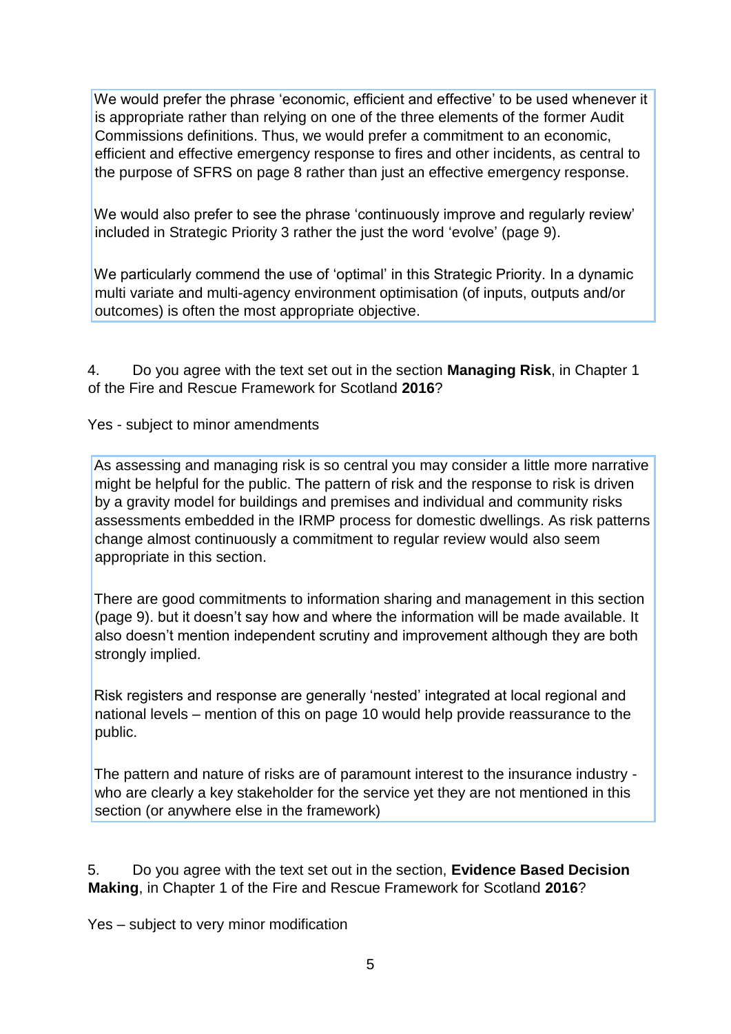We would prefer the phrase 'economic, efficient and effective' to be used whenever it is appropriate rather than relying on one of the three elements of the former Audit Commissions definitions. Thus, we would prefer a commitment to an economic, efficient and effective emergency response to fires and other incidents, as central to the purpose of SFRS on page 8 rather than just an effective emergency response.

We would also prefer to see the phrase 'continuously improve and regularly review' included in Strategic Priority 3 rather the just the word 'evolve' (page 9).

We particularly commend the use of 'optimal' in this Strategic Priority. In a dynamic multi variate and multi-agency environment optimisation (of inputs, outputs and/or outcomes) is often the most appropriate objective.

4. Do you agree with the text set out in the section **Managing Risk**, in Chapter 1 of the Fire and Rescue Framework for Scotland **2016**?

Yes - subject to minor amendments

As assessing and managing risk is so central you may consider a little more narrative might be helpful for the public. The pattern of risk and the response to risk is driven by a gravity model for buildings and premises and individual and community risks assessments embedded in the IRMP process for domestic dwellings. As risk patterns change almost continuously a commitment to regular review would also seem appropriate in this section.

There are good commitments to information sharing and management in this section (page 9). but it doesn't say how and where the information will be made available. It also doesn't mention independent scrutiny and improvement although they are both strongly implied.

Risk registers and response are generally 'nested' integrated at local regional and national levels – mention of this on page 10 would help provide reassurance to the public.

The pattern and nature of risks are of paramount interest to the insurance industry - who are clearly a key stakeholder for the service yet they are not mentioned in this section (or anywhere else in the framework)

5. Do you agree with the text set out in the section, **Evidence Based Decision Making**, in Chapter 1 of the Fire and Rescue Framework for Scotland **2016**?

Yes – subject to very minor modification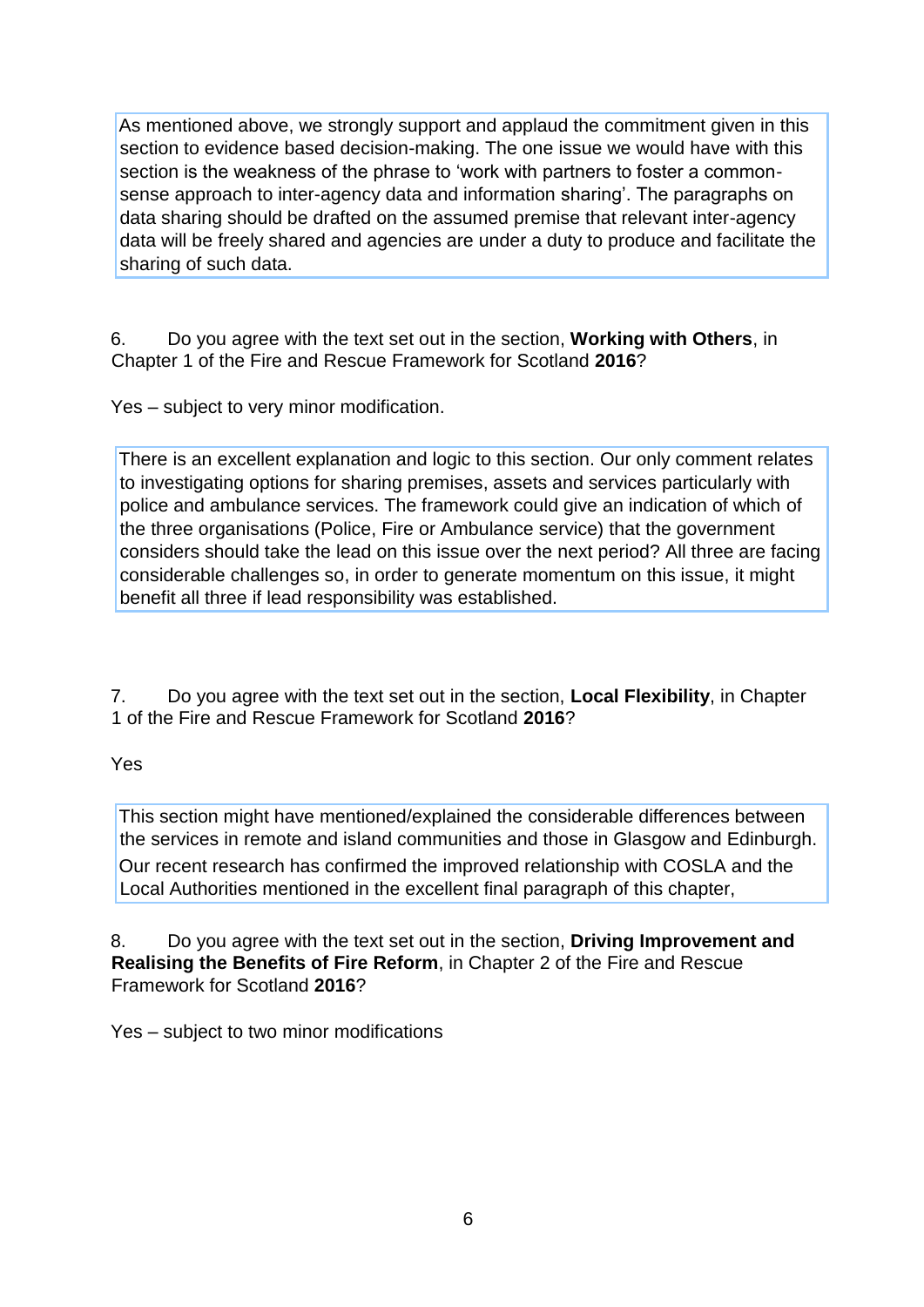As mentioned above, we strongly support and applaud the commitment given in this section to evidence based decision-making. The one issue we would have with this section is the weakness of the phrase to 'work with partners to foster a common-sense approach to inter-agency data and information sharing'. The paragraphs on data sharing should be drafted on the assumed premise that relevant inter-agency data will be freely shared and agencies are under a duty to produce and facilitate the sharing of such data.

6. Do you agree with the text set out in the section, **Working with Others**, in Chapter 1 of the Fire and Rescue Framework for Scotland **2016**?

Yes – subject to very minor modification.

There is an excellent explanation and logic to this section. Our only comment relates to investigating options for sharing premises, assets and services particularly with police and ambulance services. The framework could give an indication of which of the three organisations (Police, Fire or Ambulance service) that the government considers should take the lead on this issue over the next period? All three are facing considerable challenges so, in order to generate momentum on this issue, it might benefit all three if lead responsibility was established.

7. Do you agree with the text set out in the section, **Local Flexibility**, in Chapter 1 of the Fire and Rescue Framework for Scotland **2016**?

Yes

This section might have mentioned/explained the considerable differences between the services in remote and island communities and those in Glasgow and Edinburgh.

Our recent research has confirmed the improved relationship with COSLA and the Local Authorities mentioned in the excellent final paragraph of this chapter,

8. Do you agree with the text set out in the section, **Driving Improvement and Realising the Benefits of Fire Reform**, in Chapter 2 of the Fire and Rescue Framework for Scotland **2016**?

Yes – subject to two minor modifications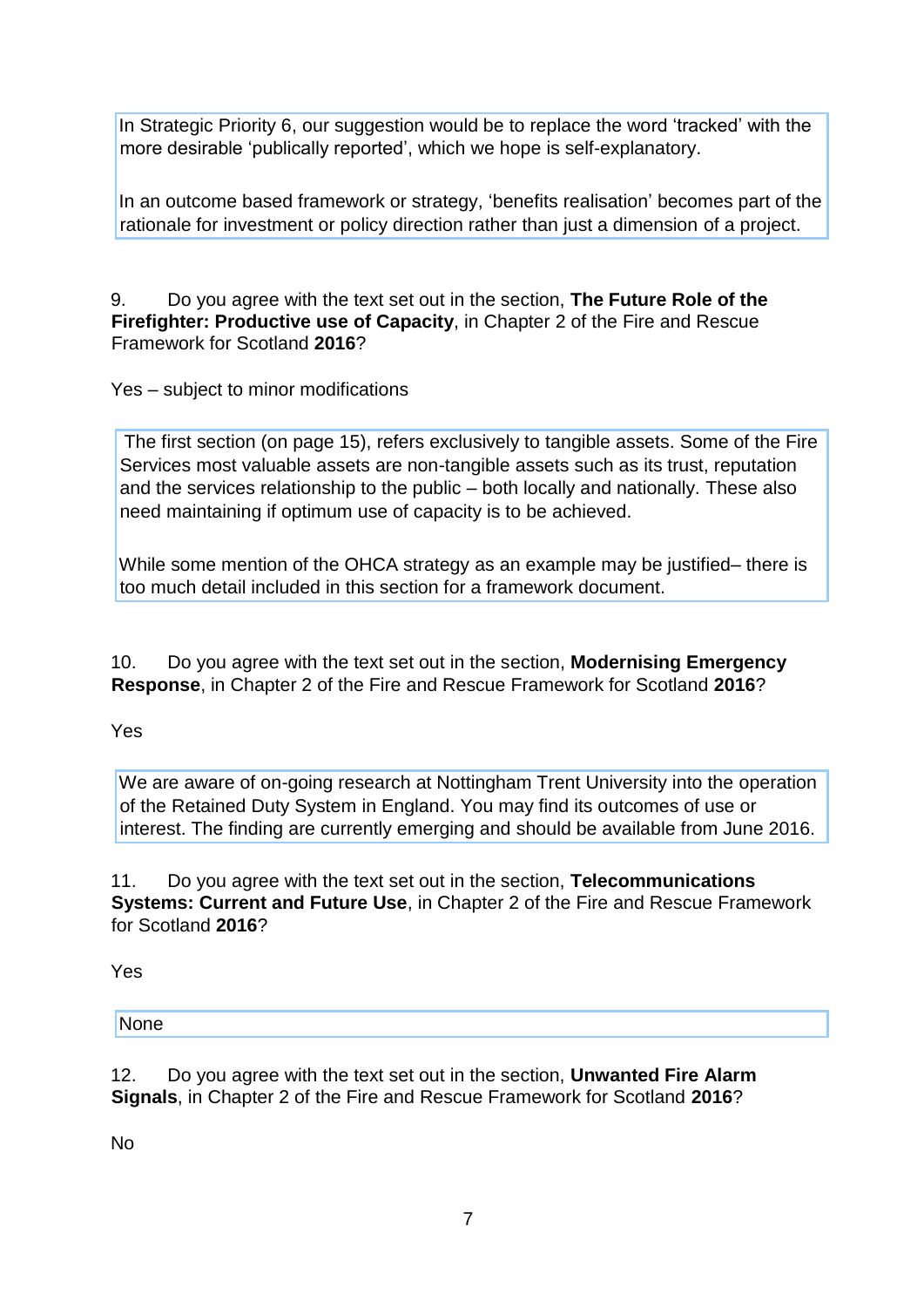In Strategic Priority 6, our suggestion would be to replace the word 'tracked' with the more desirable 'publically reported', which we hope is self-explanatory.

In an outcome based framework or strategy, 'benefits realisation' becomes part of the rationale for investment or policy direction rather than just a dimension of a project.

9. Do you agree with the text set out in the section, **The Future Role of the Firefighter: Productive use of Capacity**, in Chapter 2 of the Fire and Rescue Framework for Scotland **2016**?

Yes – subject to minor modifications

The first section (on page 15), refers exclusively to tangible assets. Some of the Fire Services most valuable assets are non-tangible assets such as its trust, reputation and the services relationship to the public – both locally and nationally. These also need maintaining if optimum use of capacity is to be achieved.

While some mention of the OHCA strategy as an example may be justified– there is too much detail included in this section for a framework document.

10. Do you agree with the text set out in the section, **Modernising Emergency Response**, in Chapter 2 of the Fire and Rescue Framework for Scotland **2016**?

Yes

We are aware of on-going research at Nottingham Trent University into the operation of the Retained Duty System in England. You may find its outcomes of use or interest. The finding are currently emerging and should be available from June 2016.

11. Do you agree with the text set out in the section, **Telecommunications Systems: Current and Future Use**, in Chapter 2 of the Fire and Rescue Framework for Scotland **2016**?

Yes

None

12. Do you agree with the text set out in the section, **Unwanted Fire Alarm Signals**, in Chapter 2 of the Fire and Rescue Framework for Scotland **2016**?

No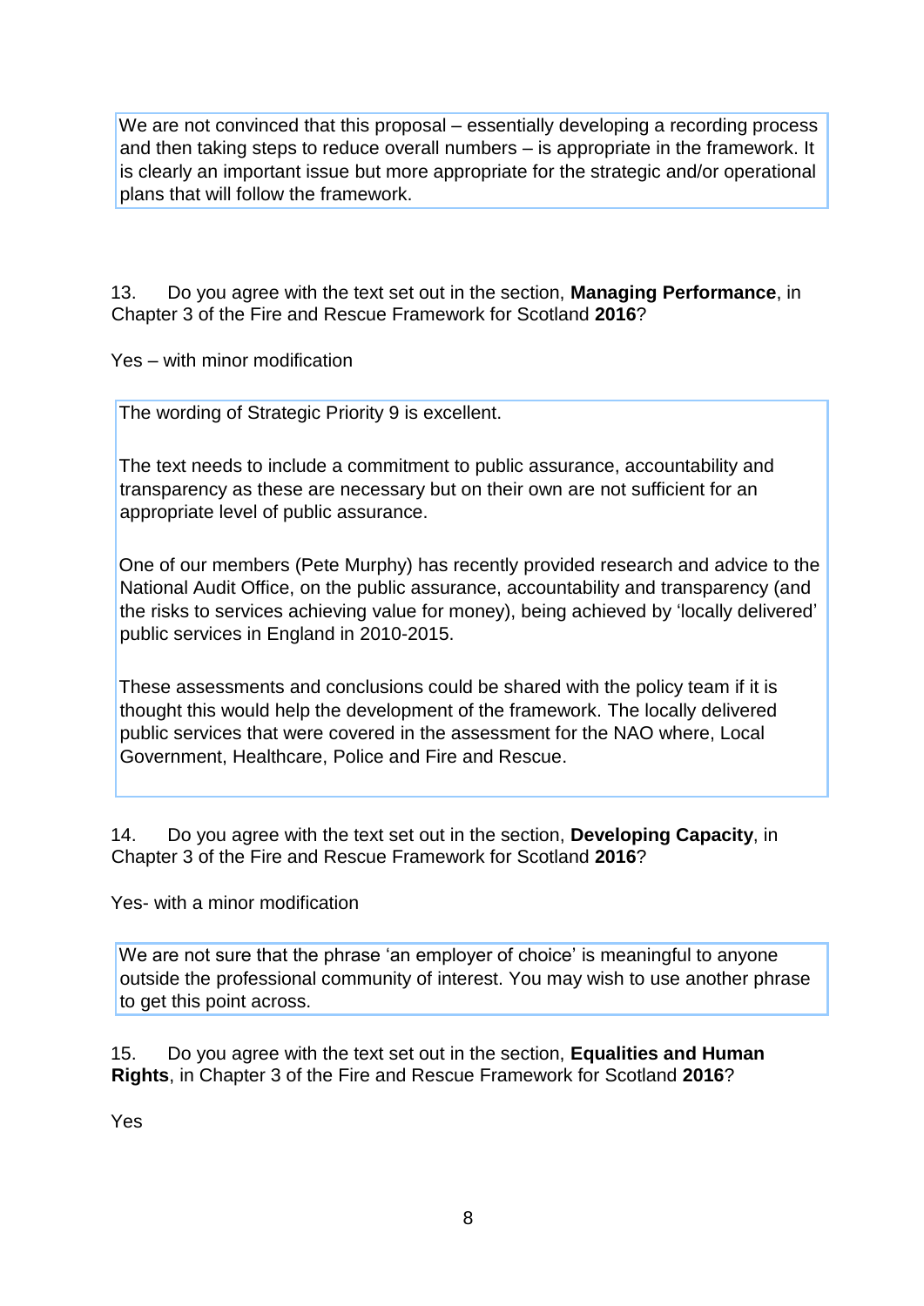We are not convinced that this proposal – essentially developing a recording process and then taking steps to reduce overall numbers – is appropriate in the framework. It is clearly an important issue but more appropriate for the strategic and/or operational plans that will follow the framework.

13. Do you agree with the text set out in the section, **Managing Performance**, in Chapter 3 of the Fire and Rescue Framework for Scotland **2016**?

Yes – with minor modification

The wording of Strategic Priority 9 is excellent.

The text needs to include a commitment to public assurance, accountability and transparency as these are necessary but on their own are not sufficient for an appropriate level of public assurance.

One of our members (Pete Murphy) has recently provided research and advice to the National Audit Office, on the public assurance, accountability and transparency (and the risks to services achieving value for money), being achieved by 'locally delivered' public services in England in 2010-2015.

These assessments and conclusions could be shared with the policy team if it is thought this would help the development of the framework. The locally delivered public services that were covered in the assessment for the NAO where, Local Government, Healthcare, Police and Fire and Rescue.

14. Do you agree with the text set out in the section, **Developing Capacity**, in Chapter 3 of the Fire and Rescue Framework for Scotland **2016**?

Yes- with a minor modification

We are not sure that the phrase 'an employer of choice' is meaningful to anyone outside the professional community of interest. You may wish to use another phrase to get this point across.

15. Do you agree with the text set out in the section, **Equalities and Human Rights**, in Chapter 3 of the Fire and Rescue Framework for Scotland **2016**?

Yes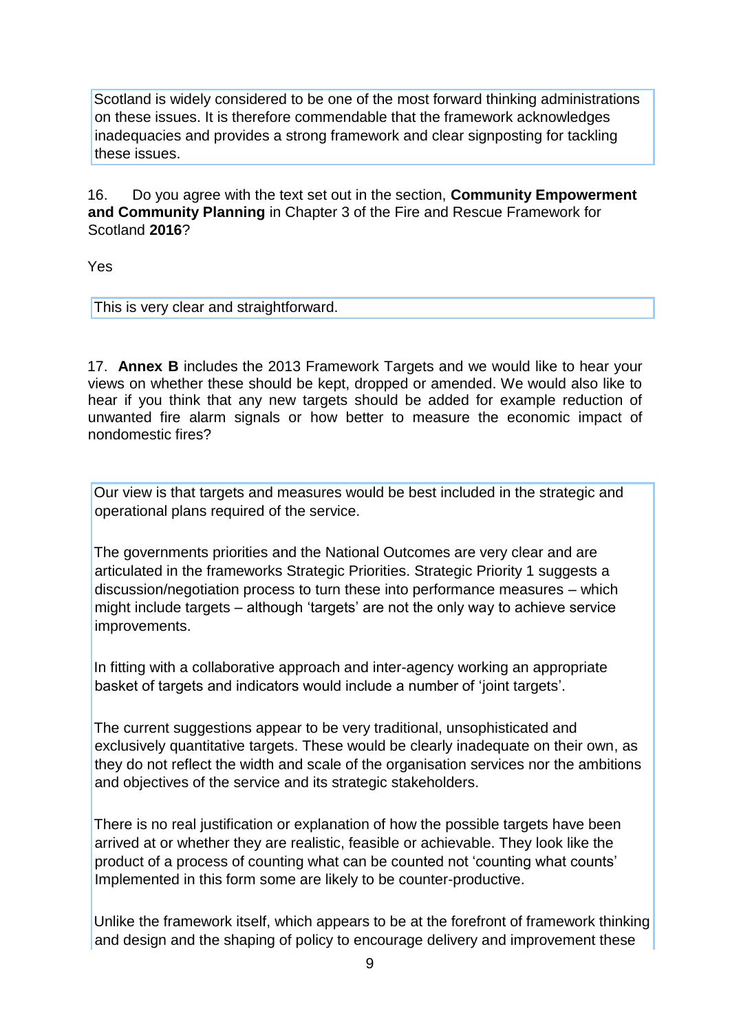Scotland is widely considered to be one of the most forward thinking administrations on these issues. It is therefore commendable that the framework acknowledges inadequacies and provides a strong framework and clear signposting for tackling these issues.

16. Do you agree with the text set out in the section, **Community Empowerment and Community Planning** in Chapter 3 of the Fire and Rescue Framework for Scotland **2016**?

Yes

This is very clear and straightforward.

17. **Annex B** includes the 2013 Framework Targets and we would like to hear your views on whether these should be kept, dropped or amended. We would also like to hear if you think that any new targets should be added for example reduction of unwanted fire alarm signals or how better to measure the economic impact of nondomestic fires?

Our view is that targets and measures would be best included in the strategic and operational plans required of the service.

The governments priorities and the National Outcomes are very clear and are articulated in the frameworks Strategic Priorities. Strategic Priority 1 suggests a discussion/negotiation process to turn these into performance measures – which might include targets – although 'targets' are not the only way to achieve service improvements.

In fitting with a collaborative approach and inter-agency working an appropriate basket of targets and indicators would include a number of 'joint targets'.

The current suggestions appear to be very traditional, unsophisticated and exclusively quantitative targets. These would be clearly inadequate on their own, as they do not reflect the width and scale of the organisation services nor the ambitions and objectives of the service and its strategic stakeholders.

There is no real justification or explanation of how the possible targets have been arrived at or whether they are realistic, feasible or achievable. They look like the product of a process of counting what can be counted not 'counting what counts' Implemented in this form some are likely to be counter-productive.

Unlike the framework itself, which appears to be at the forefront of framework thinking and design and the shaping of policy to encourage delivery and improvement these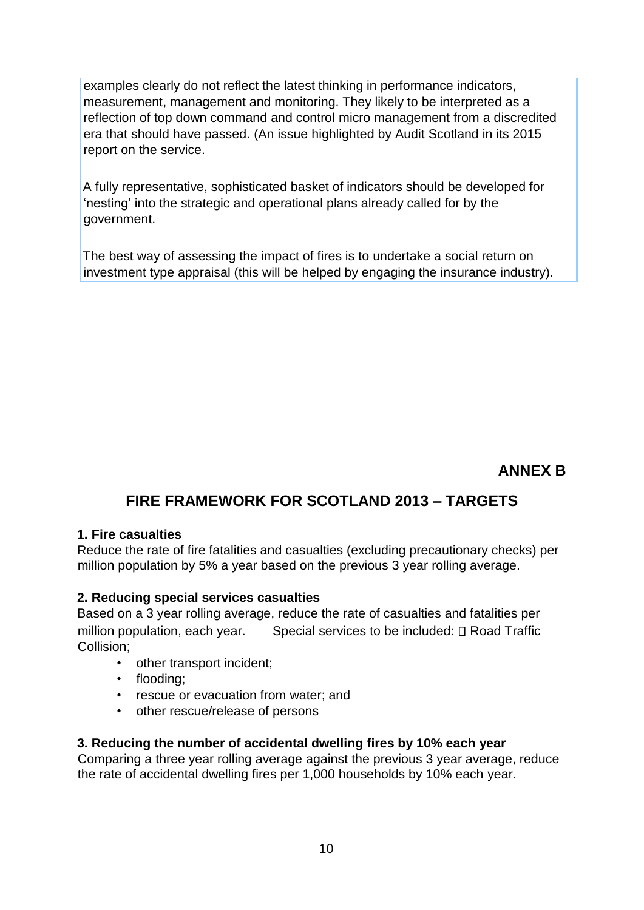examples clearly do not reflect the latest thinking in performance indicators, measurement, management and monitoring. They likely to be interpreted as a reflection of top down command and control micro management from a discredited era that should have passed. (An issue highlighted by Audit Scotland in its 2015 report on the service.

A fully representative, sophisticated basket of indicators should be developed for 'nesting' into the strategic and operational plans already called for by the government.

The best way of assessing the impact of fires is to undertake a social return on investment type appraisal (this will be helped by engaging the insurance industry).

**ANNEX B**

## FIRE FRAMEWORK FOR SCOTLAND 2013 – TARGETS

**1. Fire casualties**

Reduce the rate of fire fatalities and casualties (excluding precautionary checks) per million population by 5% a year based on the previous 3 year rolling average.

**2. Reducing special services casualties**

Based on a 3 year rolling average, reduce the rate of casualties and fatalities per million population, each year. Special services to be included:

- Road Traffic Collision;
- other transport incident;
- flooding;
- rescue or evacuation from water; and
- other rescue/release of persons

**3. Reducing the number of accidental dwelling fires by 10% each year**

Comparing a three year rolling average against the previous 3 year average, reduce the rate of accidental dwelling fires per 1,000 households by 10% each year.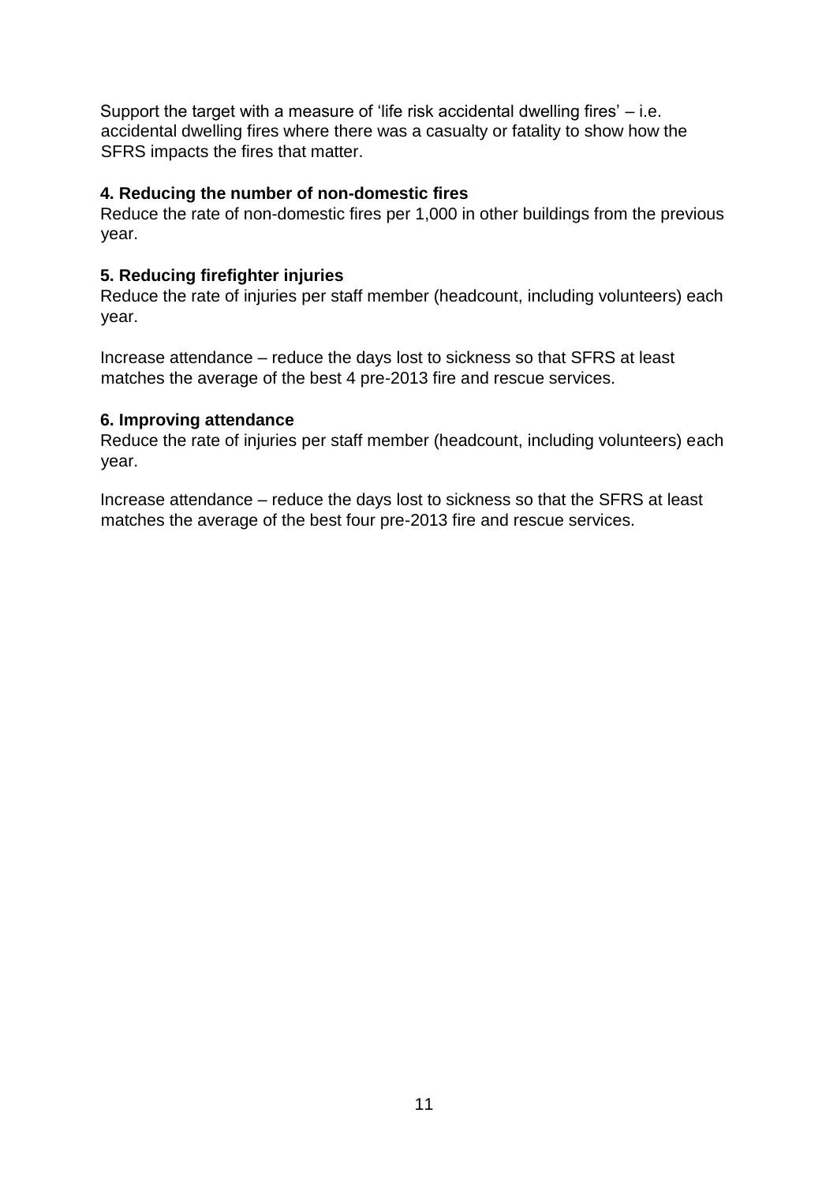Support the target with a measure of 'life risk accidental dwelling fires' – i.e. accidental dwelling fires where there was a casualty or fatality to show how the SFRS impacts the fires that matter.

**4. Reducing the number of non-domestic fires**

Reduce the rate of non-domestic fires per 1,000 in other buildings from the previous year.

**5. Reducing firefighter injuries**

Reduce the rate of injuries per staff member (headcount, including volunteers) each year.

Increase attendance – reduce the days lost to sickness so that SFRS at least matches the average of the best 4 pre-2013 fire and rescue services.

**6. Improving attendance**

Reduce the rate of injuries per staff member (headcount, including volunteers) each year.

Increase attendance – reduce the days lost to sickness so that the SFRS at least matches the average of the best four pre-2013 fire and rescue services.